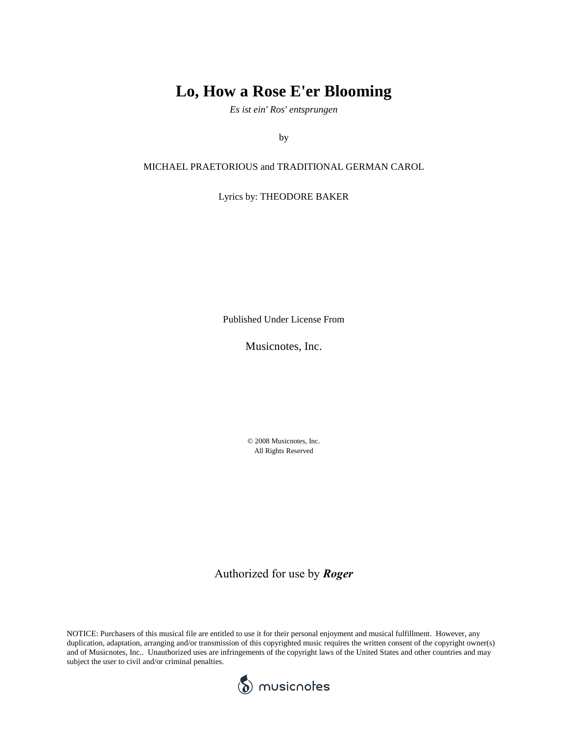# Lo, How a Rose E'er Blooming

*Es ist ein' Ros' entsprungen*

by

MICHAEL PRAETORIOUS and TRADITIONAL GERMAN CAROL

Lyrics by: THEODORE BAKER

Published Under License From

Musicnotes, Inc.

© 2008 Musicnotes, Inc.
All Rights Reserved

Authorized for use by ***Roger***

NOTICE: Purchasers of this musical file are entitled to use it for their personal enjoyment and musical fulfillment. However, any duplication, adaptation, arranging and/or transmission of this copyrighted music requires the written consent of the copyright owner(s) and of Musicnotes, Inc.. Unauthorized uses are infringements of the copyright laws of the United States and other countries and may subject the user to civil and/or criminal penalties.

musicnotes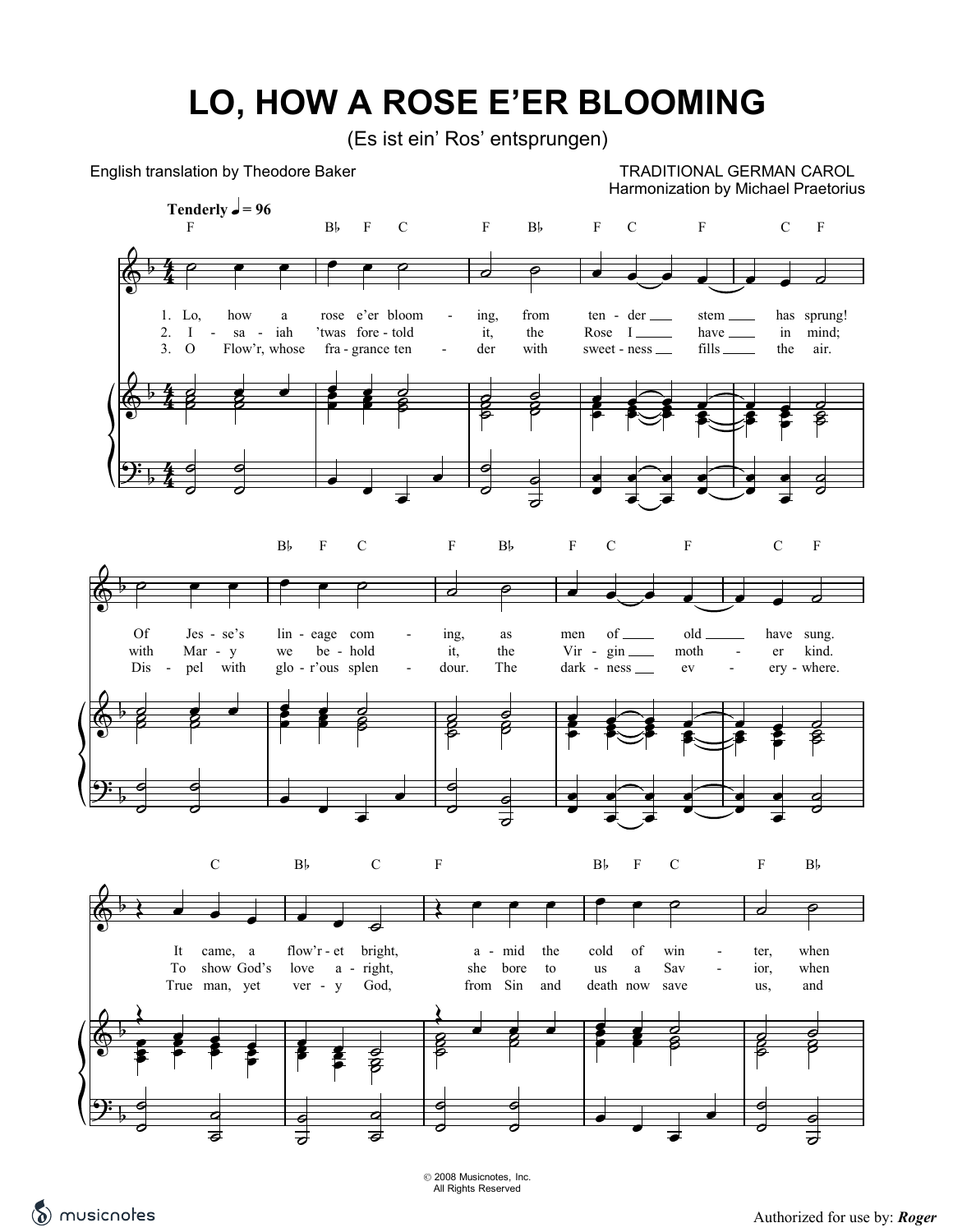# LO, HOW A ROSE E'ER BLOOMING

(Es ist ein' Ros' entsprungen)

English translation by Theodore Baker

TRADITIONAL GERMAN CAROL
Harmonization by Michael Praetorius

**Tenderly** ♩ = 96

1. Lo, how a rose e'er bloom - ing, from ten - der stem has sprung! Of Jes - se's lin - eage com - ing, as men of old have sung. It came, a flow'r - et bright, a - mid the cold of win - ter, when

2. I - sa - iah 'twas fore - told it, the Rose I have in mind; with Mar - y we be - hold it, the Vir - gin moth - er kind. To show God's love a - right, she bore to us a Sav - ior, when

3. O Flow'r, whose fra - grance ten - der with sweet - ness fills the air. Dis - pel with glo - r'ous splen - dour. The dark - ness ev - ery - where. True man, yet ver - y God, from Sin and death now save us, and

© 2008 Musicnotes, Inc.
All Rights Reserved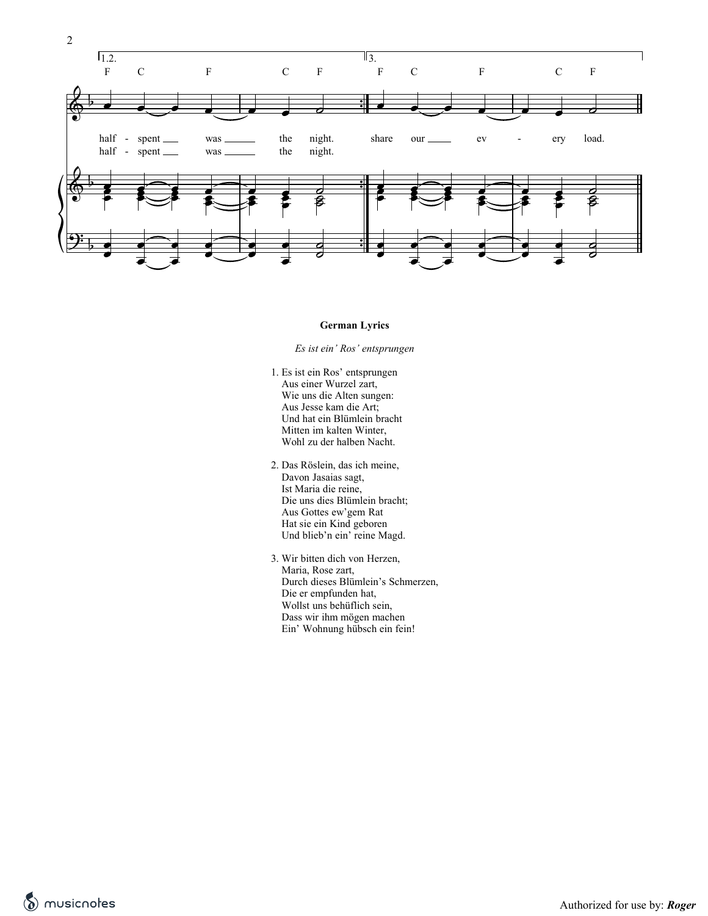**German Lyrics**

*Es ist ein' Ros' entsprungen*

1. Es ist ein Ros' entsprungen
   Aus einer Wurzel zart,
   Wie uns die Alten sungen:
   Aus Jesse kam die Art;
   Und hat ein Blümlein bracht
   Mitten im kalten Winter,
   Wohl zu der halben Nacht.

2. Das Röslein, das ich meine,
   Davon Jasaias sagt,
   Ist Maria die reine,
   Die uns dies Blümlein bracht;
   Aus Gottes ew'gem Rat
   Hat sie ein Kind geboren
   Und blieb'n ein' reine Magd.

3. Wir bitten dich von Herzen,
   Maria, Rose zart,
   Durch dieses Blümlein's Schmerzen,
   Die er empfunden hat,
   Wollst uns behüflich sein,
   Dass wir ihm mögen machen
   Ein' Wohnung hübsch ein fein!